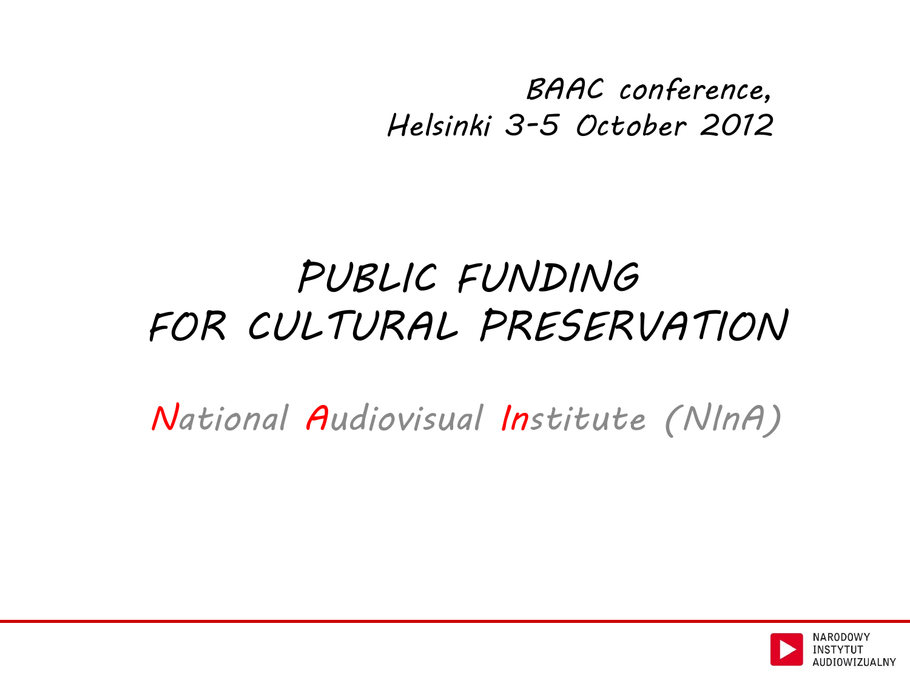BAAC conference,
Helsinki 3-5 October 2012

# PUBLIC FUNDING FOR CULTURAL PRESERVATION

National Audiovisual Institute (NInA)

NARODOWY
INSTYTUT
AUDIOWIZUALNY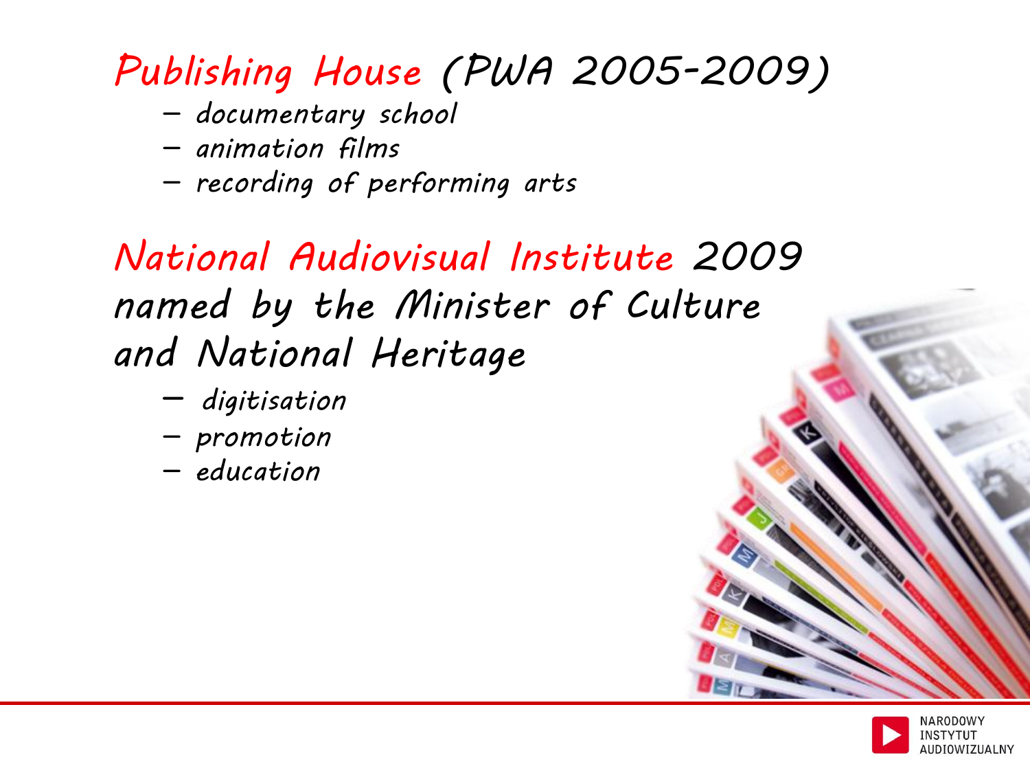## Publishing House (PWA 2005-2009)

- documentary school
- animation films
- recording of performing arts

## National Audiovisual Institute 2009 named by the Minister of Culture and National Heritage

- digitisation
- promotion
- education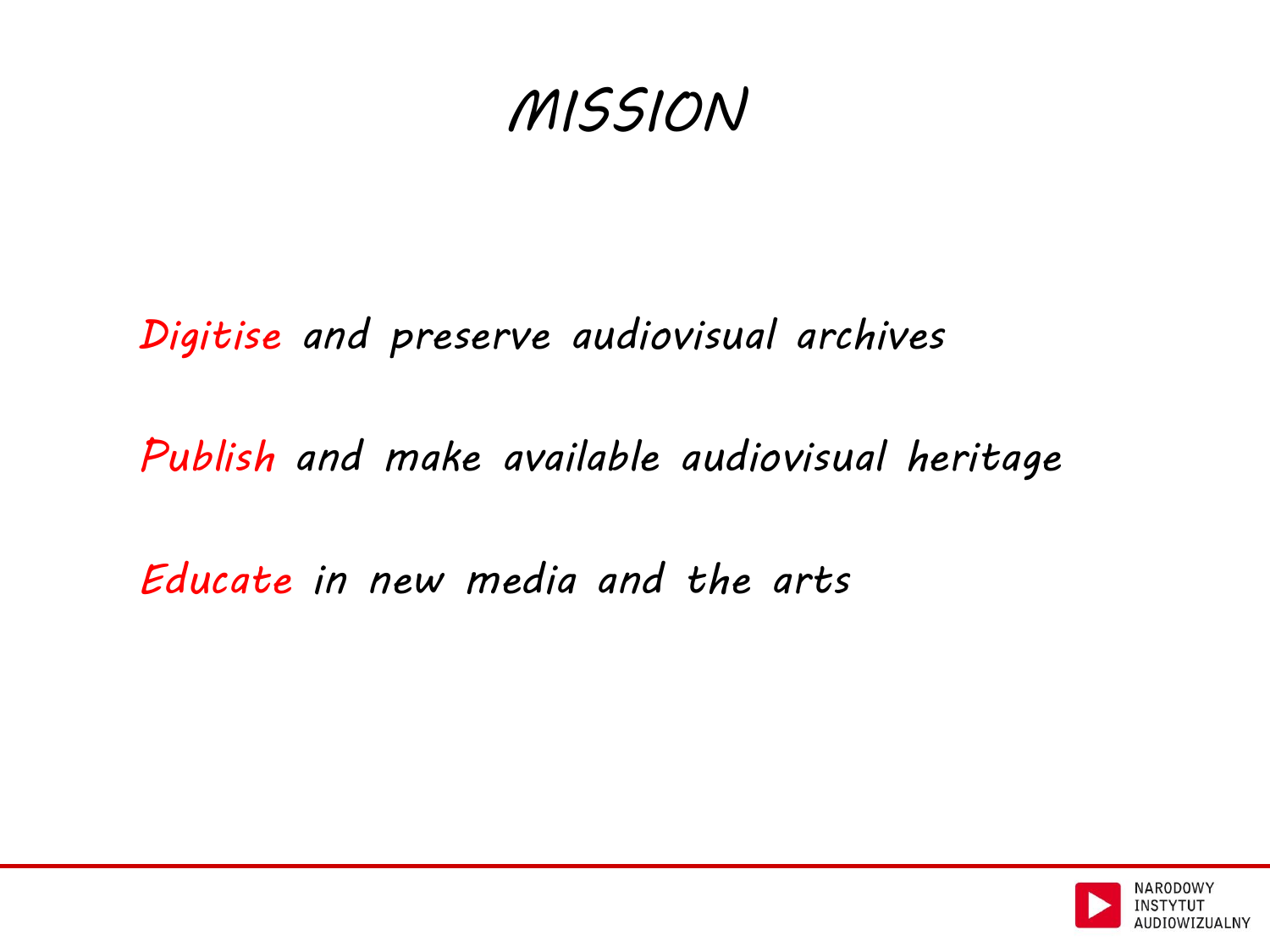# MISSION

Digitise and preserve audiovisual archives

Publish and make available audiovisual heritage

Educate in new media and the arts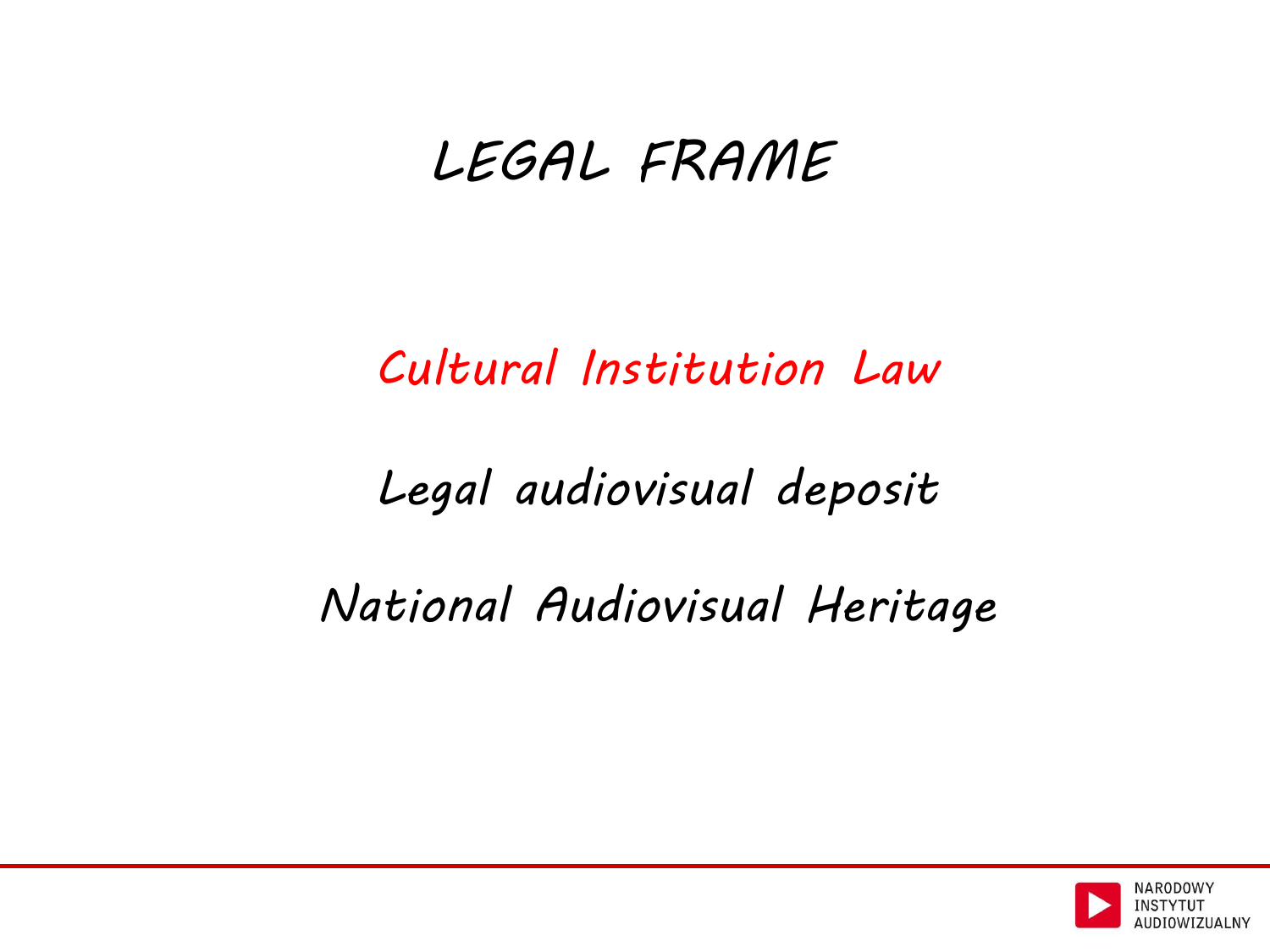# LEGAL FRAME

Cultural Institution Law

Legal audiovisual deposit

National Audiovisual Heritage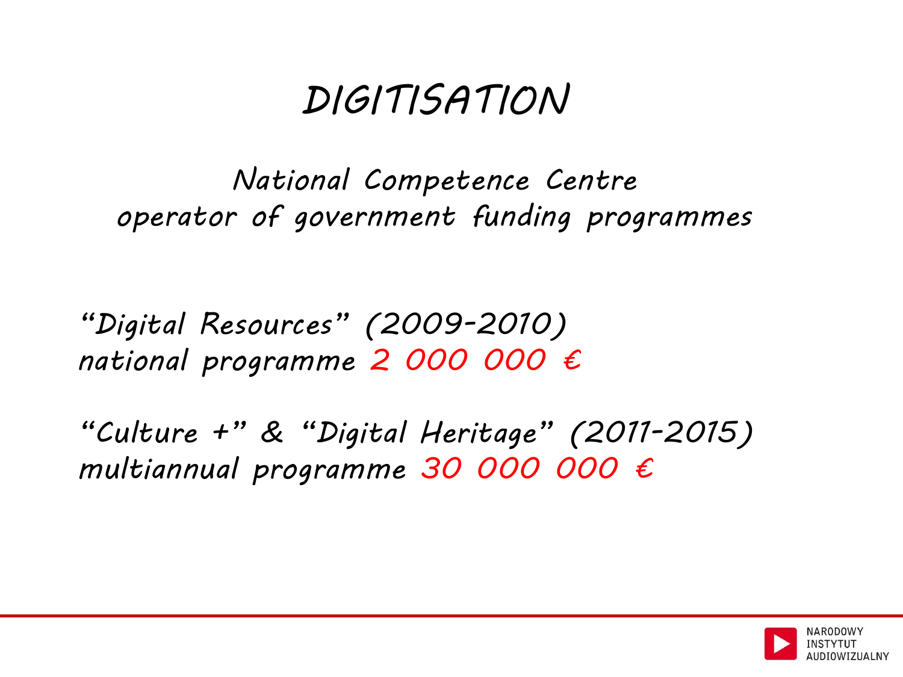# DIGITISATION

National Competence Centre
operator of government funding programmes

"Digital Resources" (2009-2010)
national programme 2 000 000 €

"Culture +" & "Digital Heritage" (2011-2015)
multiannual programme 30 000 000 €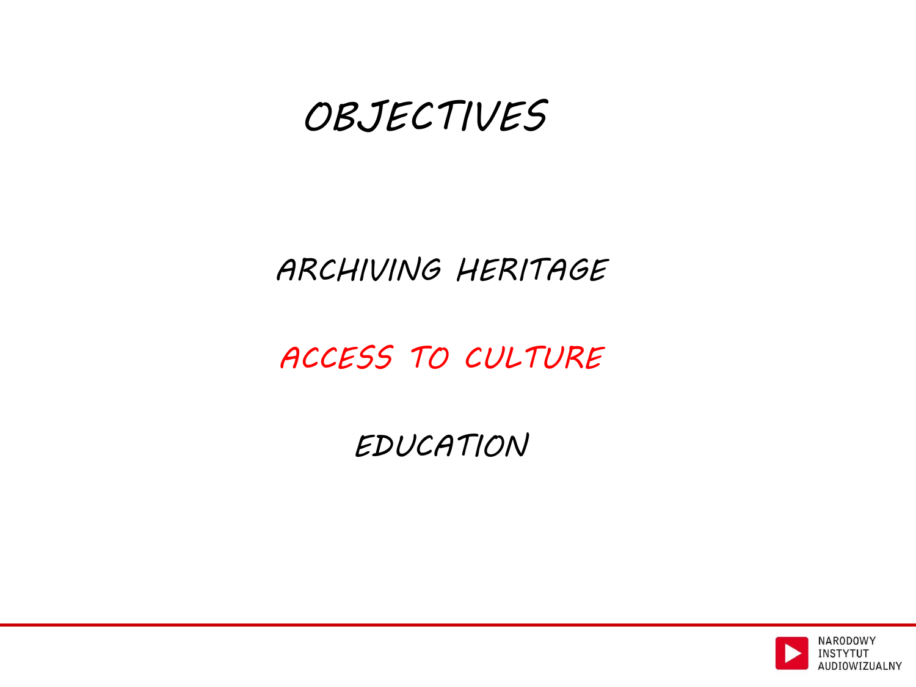# OBJECTIVES

ARCHIVING HERITAGE

ACCESS TO CULTURE

EDUCATION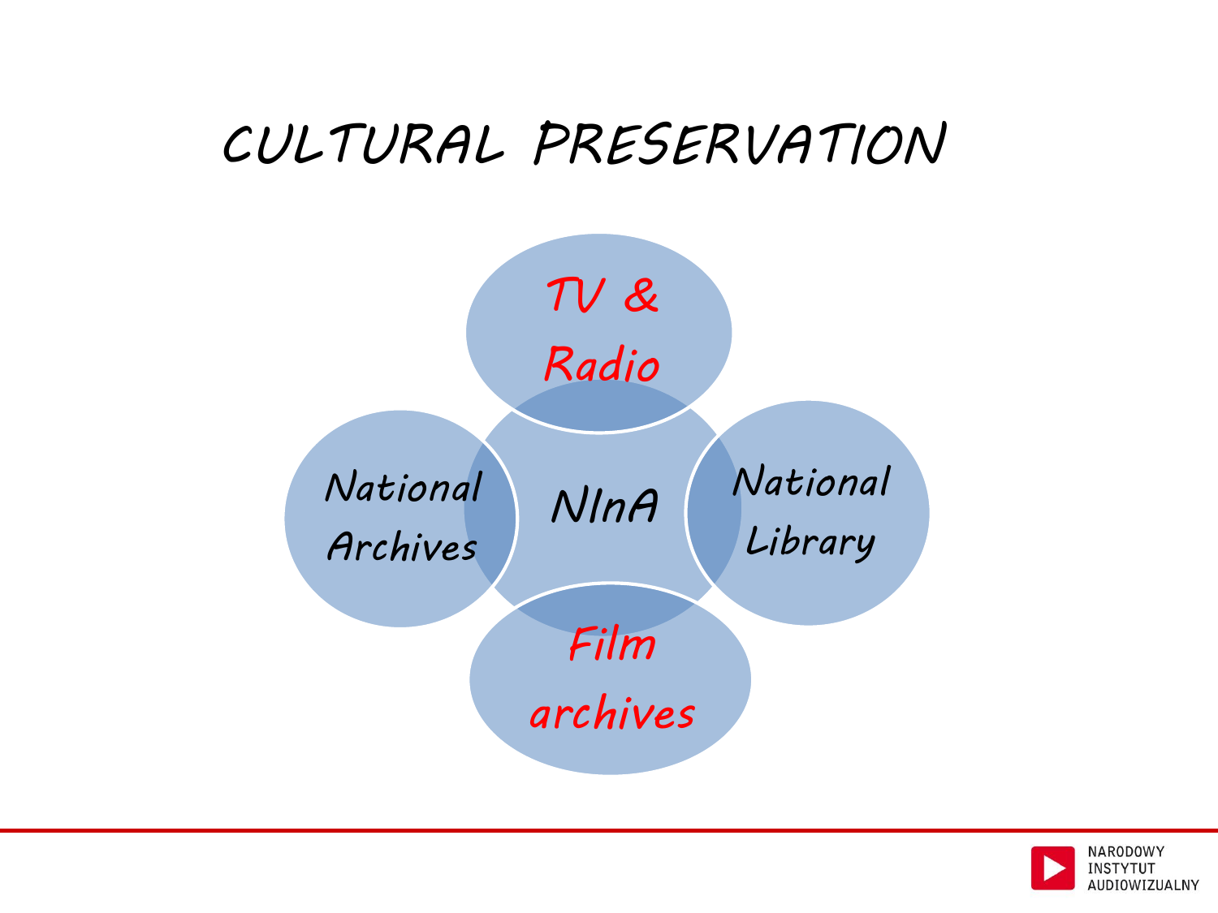# CULTURAL PRESERVATION

TV & Radio

National Archives

NInA

National Library

Film archives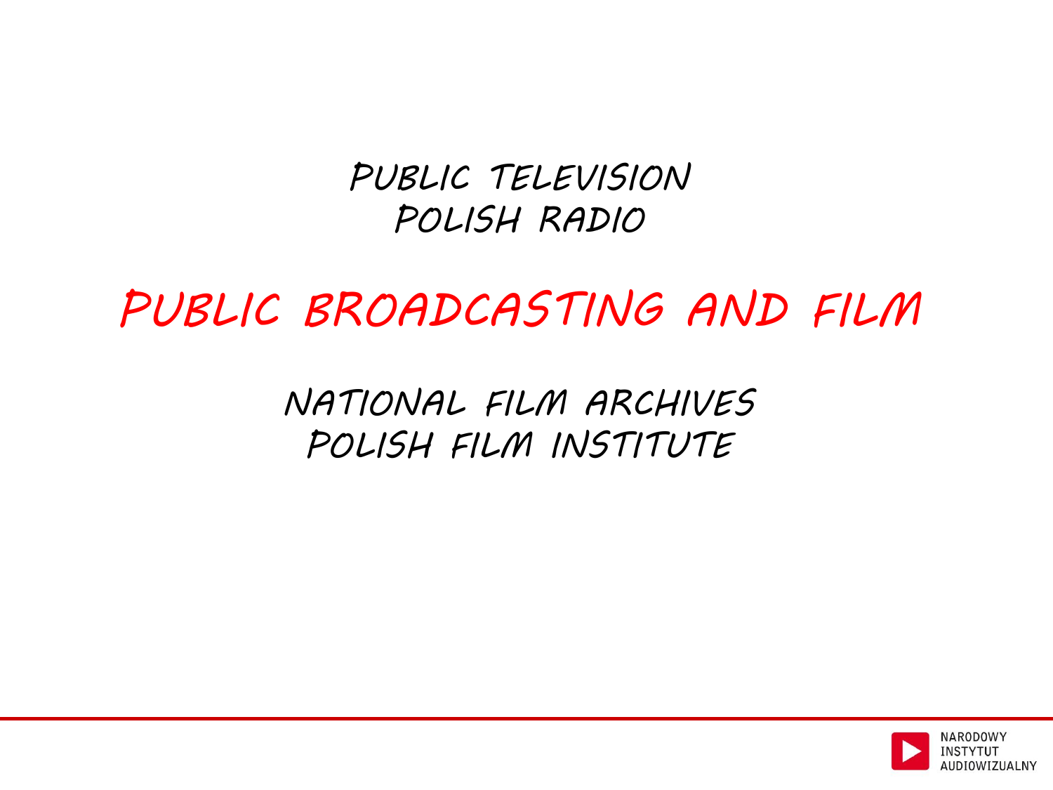PUBLIC TELEVISION
POLISH RADIO

# PUBLIC BROADCASTING AND FILM

NATIONAL FILM ARCHIVES
POLISH FILM INSTITUTE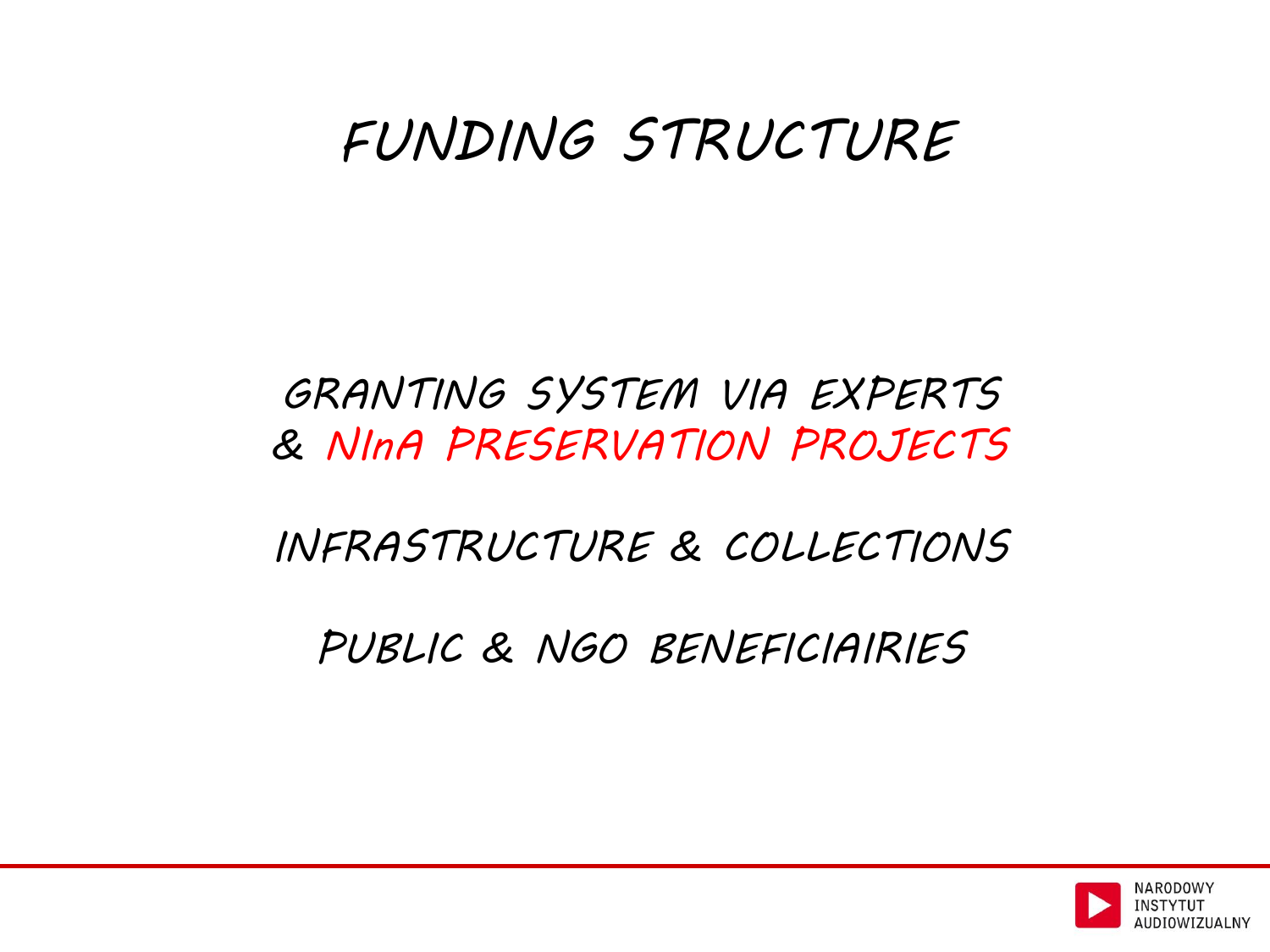# FUNDING STRUCTURE

GRANTING SYSTEM VIA EXPERTS
& NInA PRESERVATION PROJECTS

INFRASTRUCTURE & COLLECTIONS

PUBLIC & NGO BENEFICIAIRIES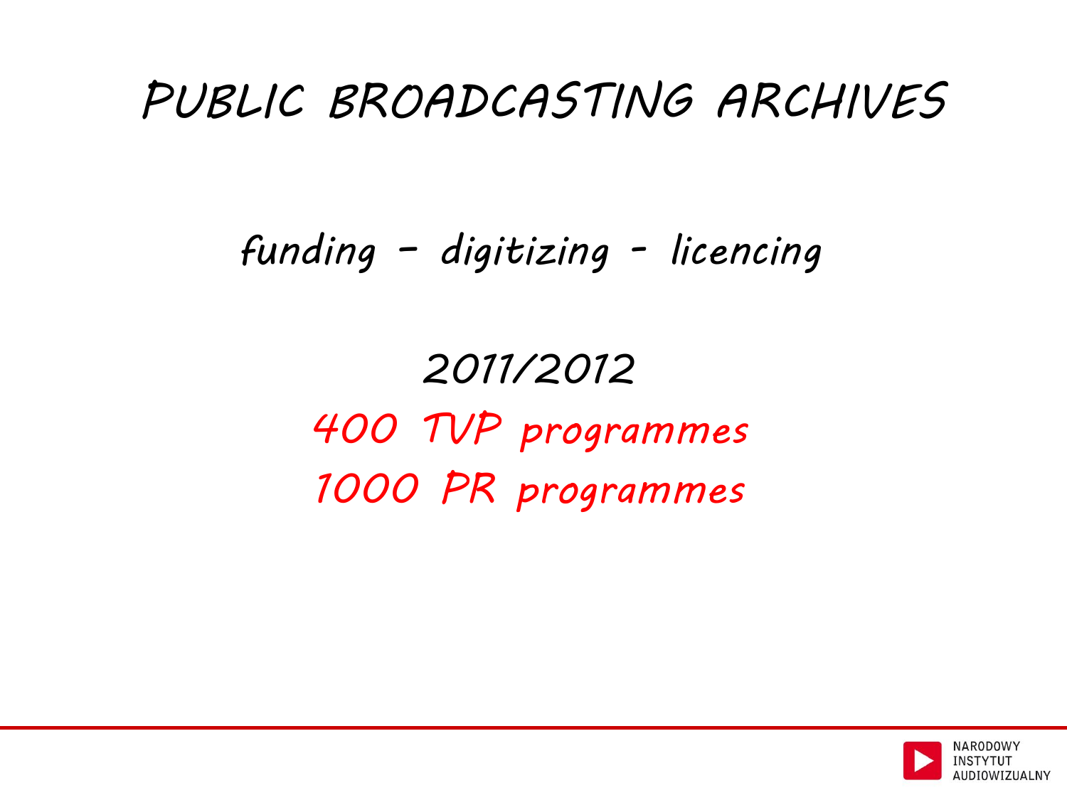# PUBLIC BROADCASTING ARCHIVES

funding - digitizing - licencing

2011/2012

400 TVP programmes

1000 PR programmes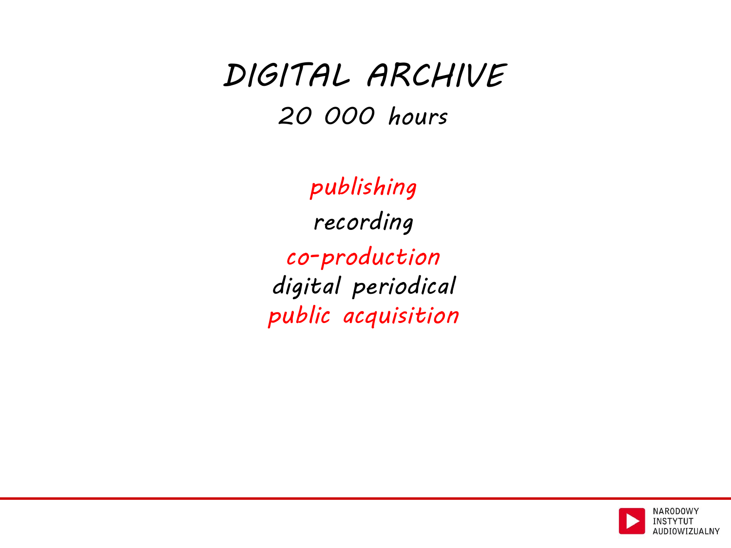# DIGITAL ARCHIVE

## 20 000 hours

publishing

recording

co-production

digital periodical

public acquisition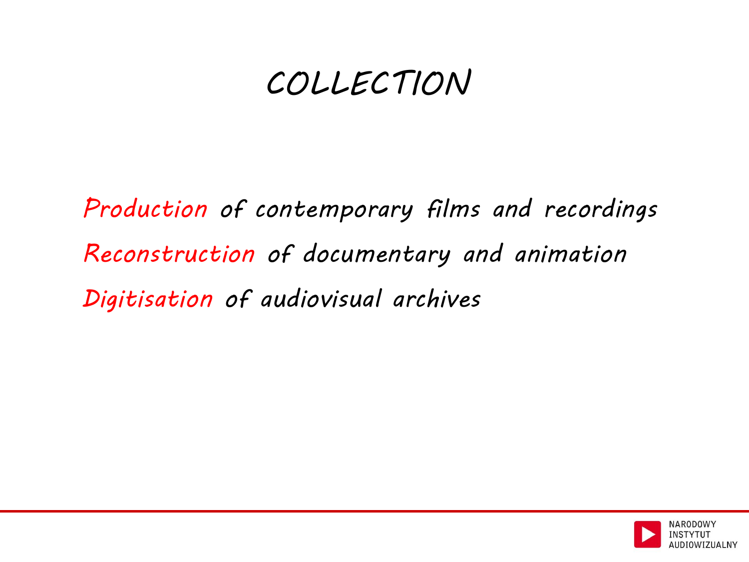# COLLECTION

Production of contemporary films and recordings

Reconstruction of documentary and animation

Digitisation of audiovisual archives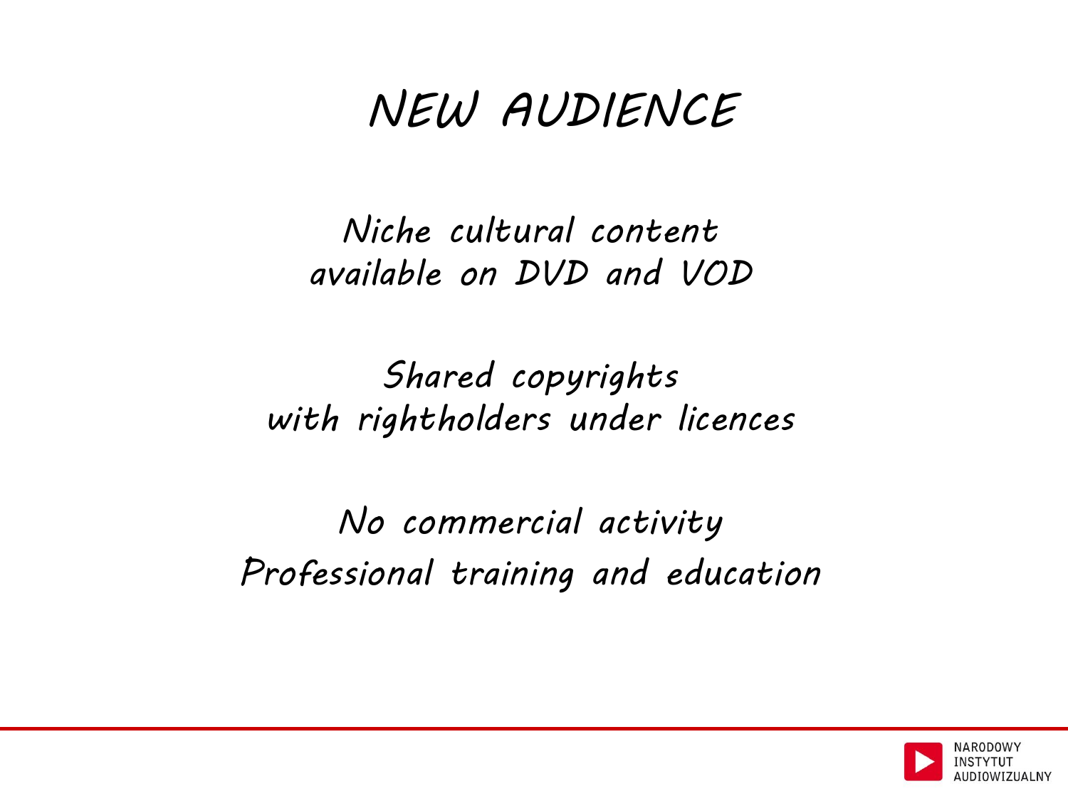# NEW AUDIENCE

*Niche cultural content*
*available on DVD and VOD*

*Shared copyrights*
*with rightholders under licences*

*No commercial activity*
*Professional training and education*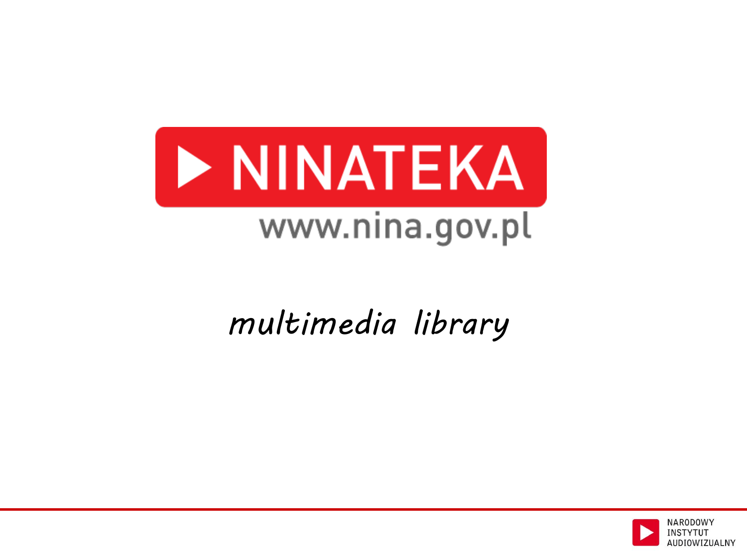# NINATEKA

www.nina.gov.pl

*multimedia library*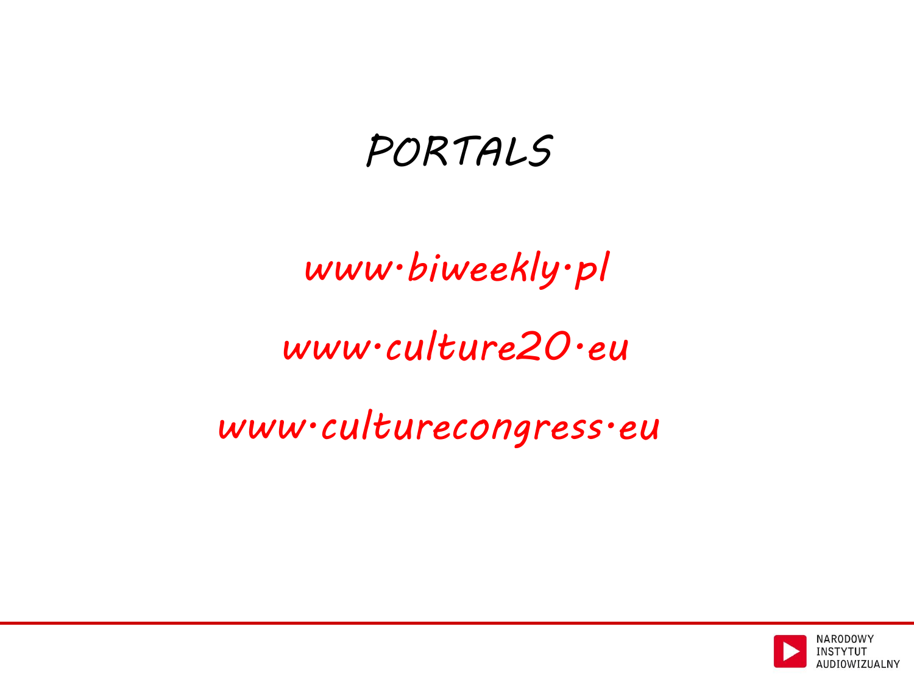# PORTALS

www.biweekly.pl

www.culture20.eu

www.culturecongress.eu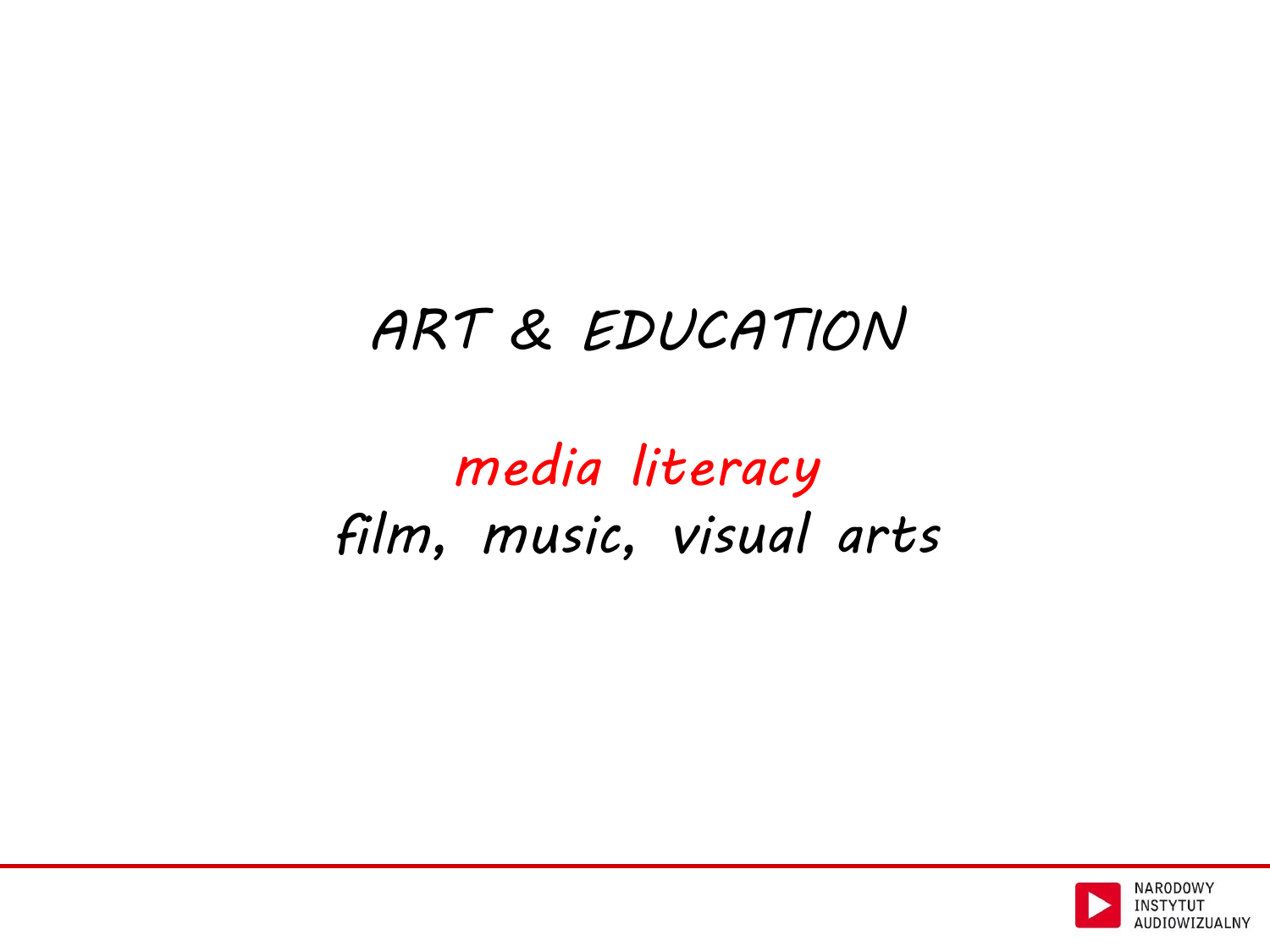# ART & EDUCATION

*media literacy*

*film, music, visual arts*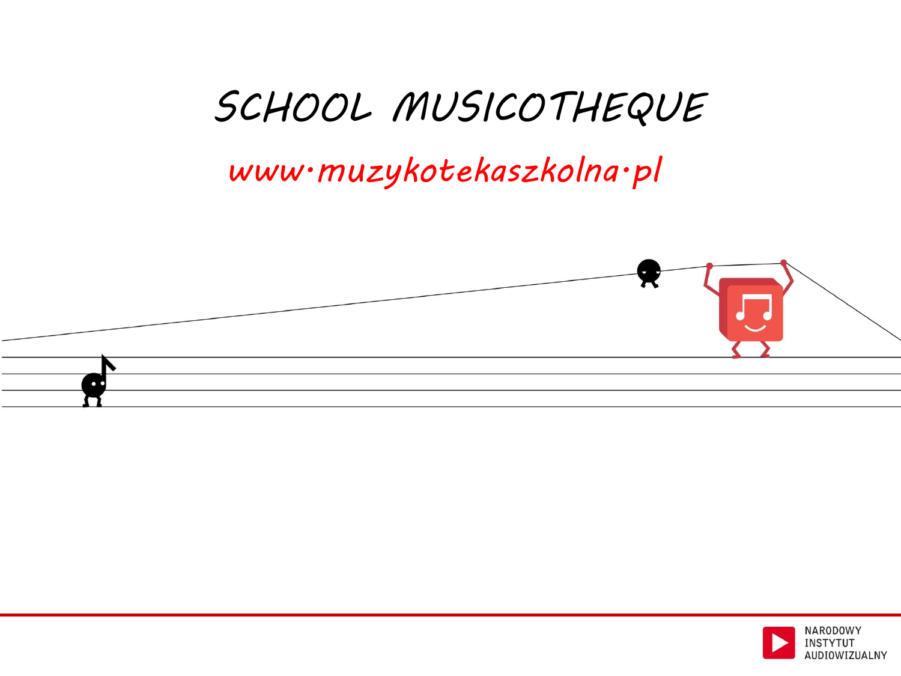# SCHOOL MUSICOTHEQUE

www.muzykotekaszkolna.pl

NARODOWY INSTYTUT AUDIOWIZUALNY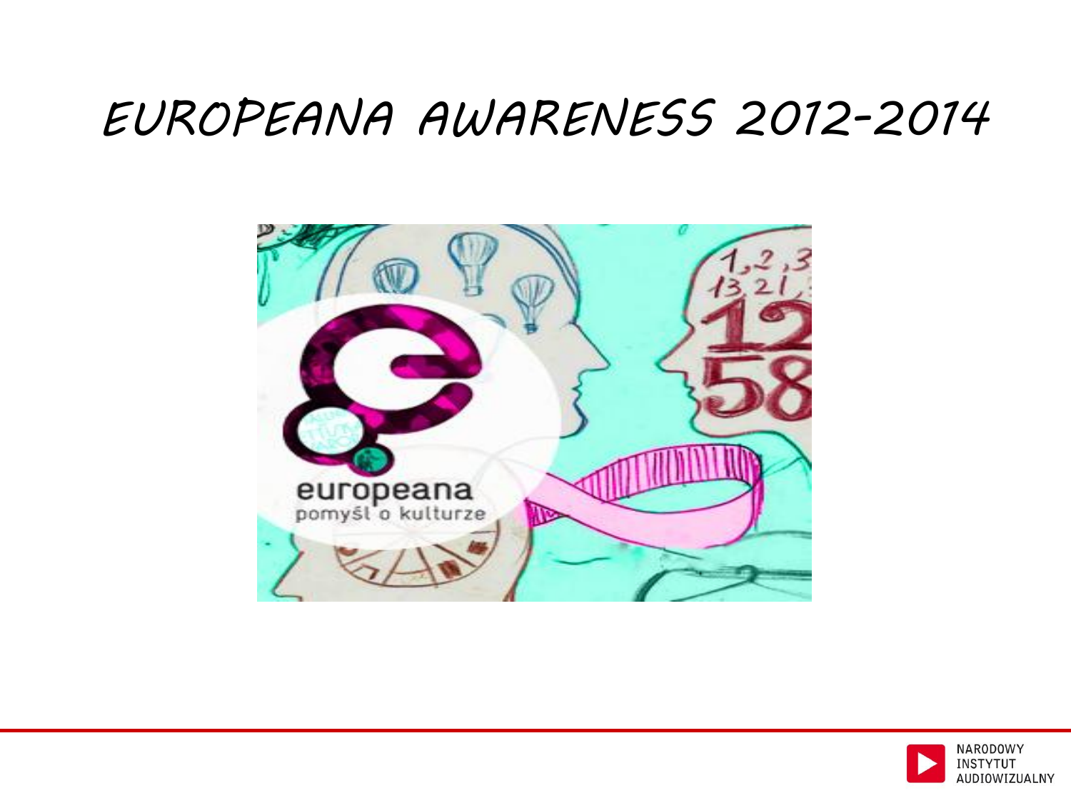# EUROPEANA AWARENESS 2012-2014

europeana

pomyśl o kulturze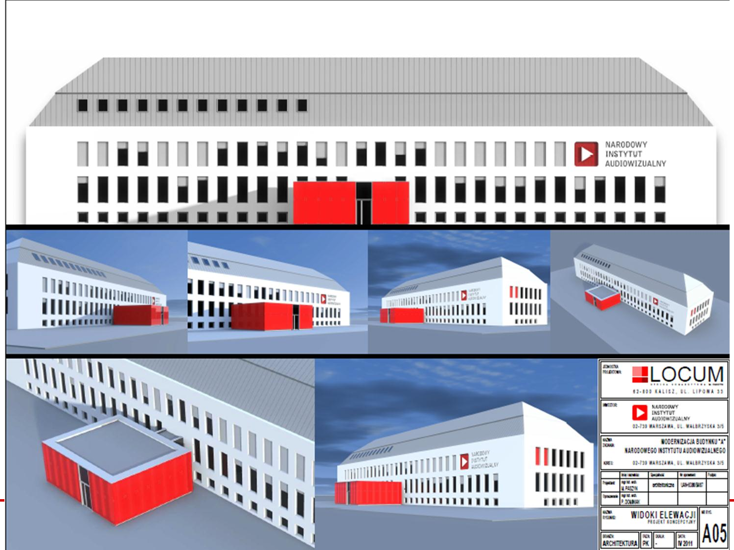NARODOWY INSTYTUT AUDIOWIZUALNY

| | |
|---|---|
| JEDNOSTKA PROJEKTOWA: | LOCUM<br>62-800 KALISZ, UL. LIPOWA 33 |
| INWESTOR: | NARODOWY INSTYTUT AUDIOWIZUALNY<br>02-739 WARSZAWA, UL. WAŁBRZYSKA 3/5 |
| NAZWA ZADANIA: | MODERNIZACJA BUDYNKU "A" NARODOWEGO INSTYTUTU AUDIOWIZUALNEGO |
| ADRES: | 02-739 WARSZAWA, UL. WAŁBRZYSKA 3/5 |

| | Imię i nazwisko | Specjalność | Nr uprawnień | Podpis |
|---|---|---|---|---|
| Projektant | mgr inż. arch. M. PASZYN | architektoniczna | UAN-8386/5667 | |
| Opracowanie | mgr inż. arch. P. DOMINIAK | | | |

| NAZWA RYSUNKU: | WIDOKI ELEWACJI<br>PROJEKT KONCEPCYJNY | NR RYS. | A05 |
|---|---|---|---|

| BRANŻA: | FAZA: | SKALA: | DATA: |
|---|---|---|---|
| ARCHITEKTURA | PK | - | IV 2011 |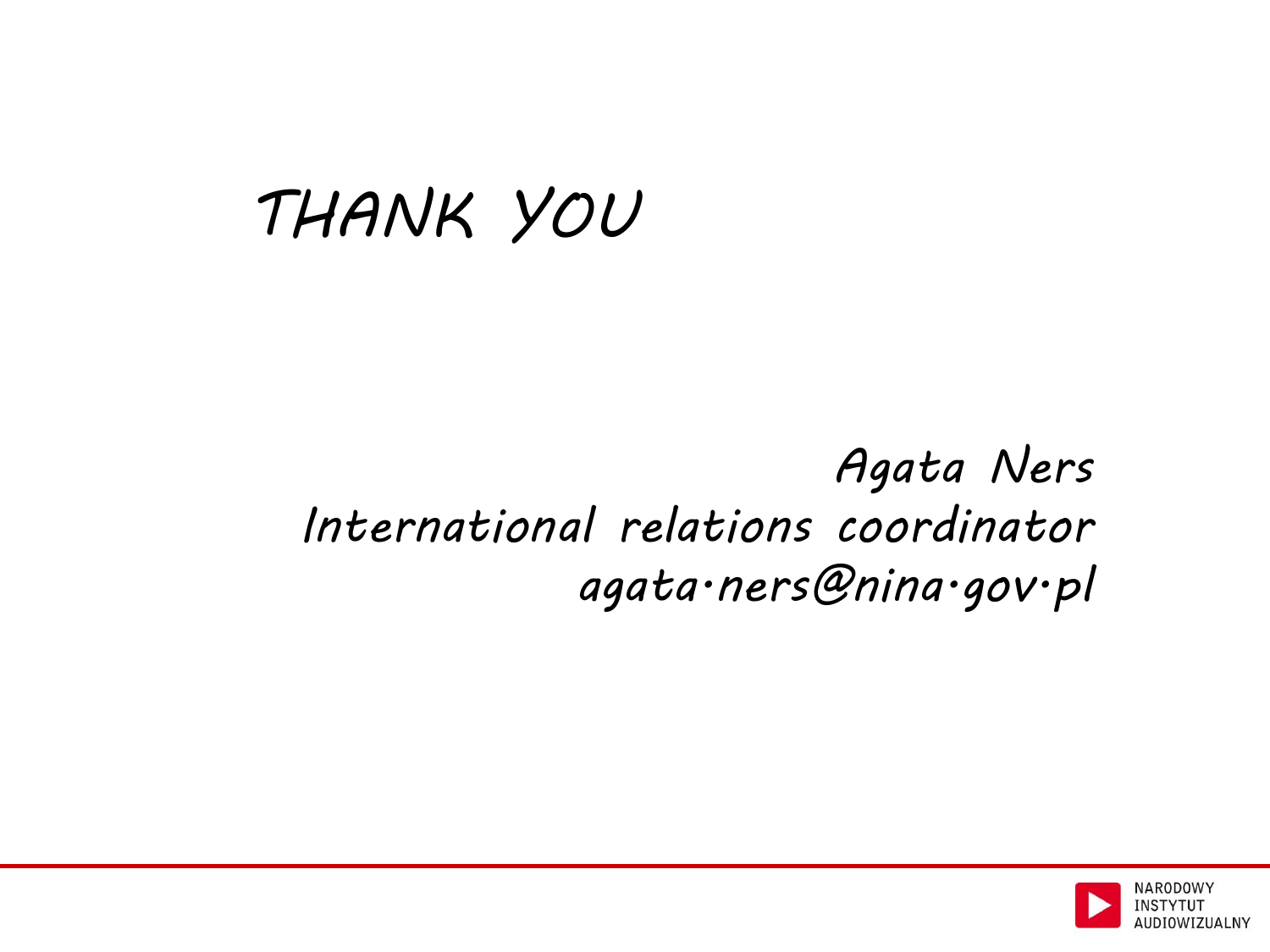# THANK YOU

*Agata Ners*
*International relations coordinator*
*agata.ners@nina.gov.pl*

NARODOWY
INSTYTUT
AUDIOWIZUALNY